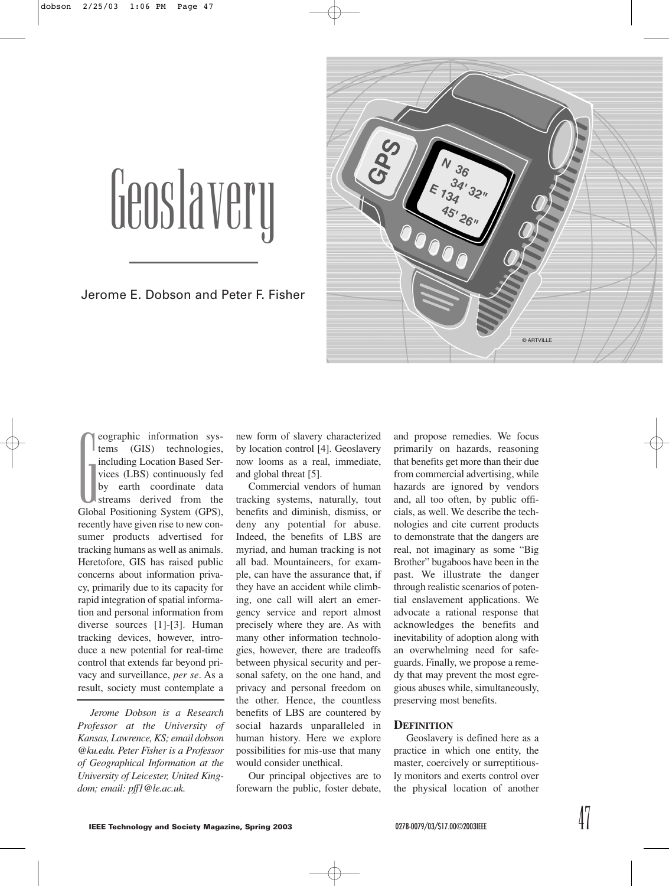# Geoslavery

Jerome E. Dobson and Peter F. Fisher

Geographic information systems (GIS) technologies, including Location Based Services (LBS) continuously fed by earth coordinate data streams derived from the Global Positioning System (GPS), recently have given rise to new consumer products advertised for tracking humans as well as animals. Heretofore, GIS has raised public concerns about information privacy, primarily due to its capacity for rapid integration of spatial information and personal information from diverse sources [1]-[3]. Human tracking devices, however, introduce a new potential for real-time control that extends far beyond privacy and surveillance, *per se*. As a result, society must contemplate a new form of slavery characterized by location control [4]. Geoslavery now looms as a real, immediate, and global threat [5].

*Jerome Dobson is a Research Professor at the University of Kansas, Lawrence, KS; email dobson@ku.edu. Peter Fisher is a Professor of Geographical Information at the University of Leicester, United Kingdom; email: pff1@le.ac.uk.*

Commercial vendors of human tracking systems, naturally, tout benefits and diminish, dismiss, or deny any potential for abuse. Indeed, the benefits of LBS are myriad, and human tracking is not all bad. Mountaineers, for example, can have the assurance that, if they have an accident while climbing, one call will alert an emergency service and report almost precisely where they are. As with many other information technologies, however, there are tradeoffs between physical security and personal safety, on the one hand, and privacy and personal freedom on the other. Hence, the countless benefits of LBS are countered by social hazards unparalleled in human history. Here we explore possibilities for mis-use that many would consider unethical.

Our principal objectives are to forewarn the public, foster debate, and propose remedies. We focus primarily on hazards, reasoning that benefits get more than their due from commercial advertising, while hazards are ignored by vendors and, all too often, by public officials, as well. We describe the technologies and cite current products to demonstrate that the dangers are real, not imaginary as some "Big Brother" bugaboos have been in the past. We illustrate the danger through realistic scenarios of potential enslavement applications. We advocate a rational response that acknowledges the benefits and inevitability of adoption along with an overwhelming need for safeguards. Finally, we propose a remedy that may prevent the most egregious abuses while, simultaneously, preserving most benefits.

## Definition

Geoslavery is defined here as a practice in which one entity, the master, coercively or surreptitiously monitors and exerts control over the physical location of another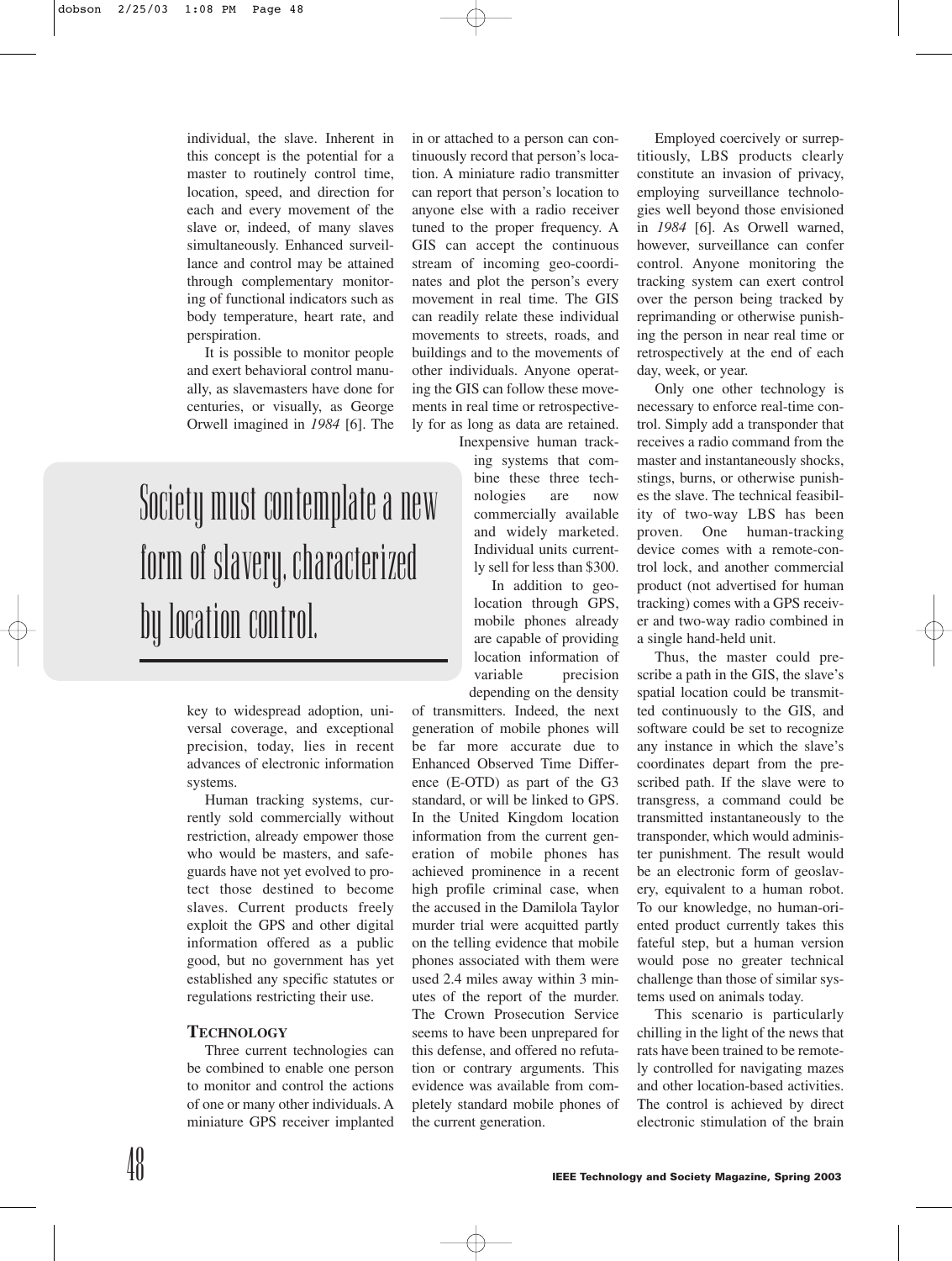individual, the slave. Inherent in this concept is the potential for a master to routinely control time, location, speed, and direction for each and every movement of the slave or, indeed, of many slaves simultaneously. Enhanced surveillance and control may be attained through complementary monitoring of functional indicators such as body temperature, heart rate, and perspiration.

It is possible to monitor people and exert behavioral control manually, as slavemasters have done for centuries, or visually, as George Orwell imagined in *1984* [6]. The key to widespread adoption, universal coverage, and exceptional precision, today, lies in recent advances of electronic information systems.

> Society must contemplate a new form of slavery, characterized by location control.

Human tracking systems, currently sold commercially without restriction, already empower those who would be masters, and safeguards have not yet evolved to protect those destined to become slaves. Current products freely exploit the GPS and other digital information offered as a public good, but no government has yet established any specific statutes or regulations restricting their use.

## TECHNOLOGY

Three current technologies can be combined to enable one person to monitor and control the actions of one or many other individuals. A miniature GPS receiver implanted in or attached to a person can continuously record that person's location. A miniature radio transmitter can report that person's location to anyone else with a radio receiver tuned to the proper frequency. A GIS can accept the continuous stream of incoming geo-coordinates and plot the person's every movement in real time. The GIS can readily relate these individual movements to streets, roads, and buildings and to the movements of other individuals. Anyone operating the GIS can follow these movements in real time or retrospectively for as long as data are retained.

Inexpensive human tracking systems that combine these three technologies are now commercially available and widely marketed. Individual units currently sell for less than $300.

In addition to geolocation through GPS, mobile phones already are capable of providing location information of variable precision depending on the density of transmitters. Indeed, the next generation of mobile phones will be far more accurate due to Enhanced Observed Time Difference (E-OTD) as part of the G3 standard, or will be linked to GPS. In the United Kingdom location information from the current generation of mobile phones has achieved prominence in a recent high profile criminal case, when the accused in the Damilola Taylor murder trial were acquitted partly on the telling evidence that mobile phones associated with them were used 2.4 miles away within 3 minutes of the report of the murder. The Crown Prosecution Service seems to have been unprepared for this defense, and offered no refutation or contrary arguments. This evidence was available from completely standard mobile phones of the current generation.

Employed coercively or surreptitiously, LBS products clearly constitute an invasion of privacy, employing surveillance technologies well beyond those envisioned in *1984* [6]. As Orwell warned, however, surveillance can confer control. Anyone monitoring the tracking system can exert control over the person being tracked by reprimanding or otherwise punishing the person in near real time or retrospectively at the end of each day, week, or year.

Only one other technology is necessary to enforce real-time control. Simply add a transponder that receives a radio command from the master and instantaneously shocks, stings, burns, or otherwise punishes the slave. The technical feasibility of two-way LBS has been proven. One human-tracking device comes with a remote-control lock, and another commercial product (not advertised for human tracking) comes with a GPS receiver and two-way radio combined in a single hand-held unit.

Thus, the master could prescribe a path in the GIS, the slave's spatial location could be transmitted continuously to the GIS, and software could be set to recognize any instance in which the slave's coordinates depart from the prescribed path. If the slave were to transgress, a command could be transmitted instantaneously to the transponder, which would administer punishment. The result would be an electronic form of geoslavery, equivalent to a human robot. To our knowledge, no human-oriented product currently takes this fateful step, but a human version would pose no greater technical challenge than those of similar systems used on animals today.

This scenario is particularly chilling in the light of the news that rats have been trained to be remotely controlled for navigating mazes and other location-based activities. The control is achieved by direct electronic stimulation of the brain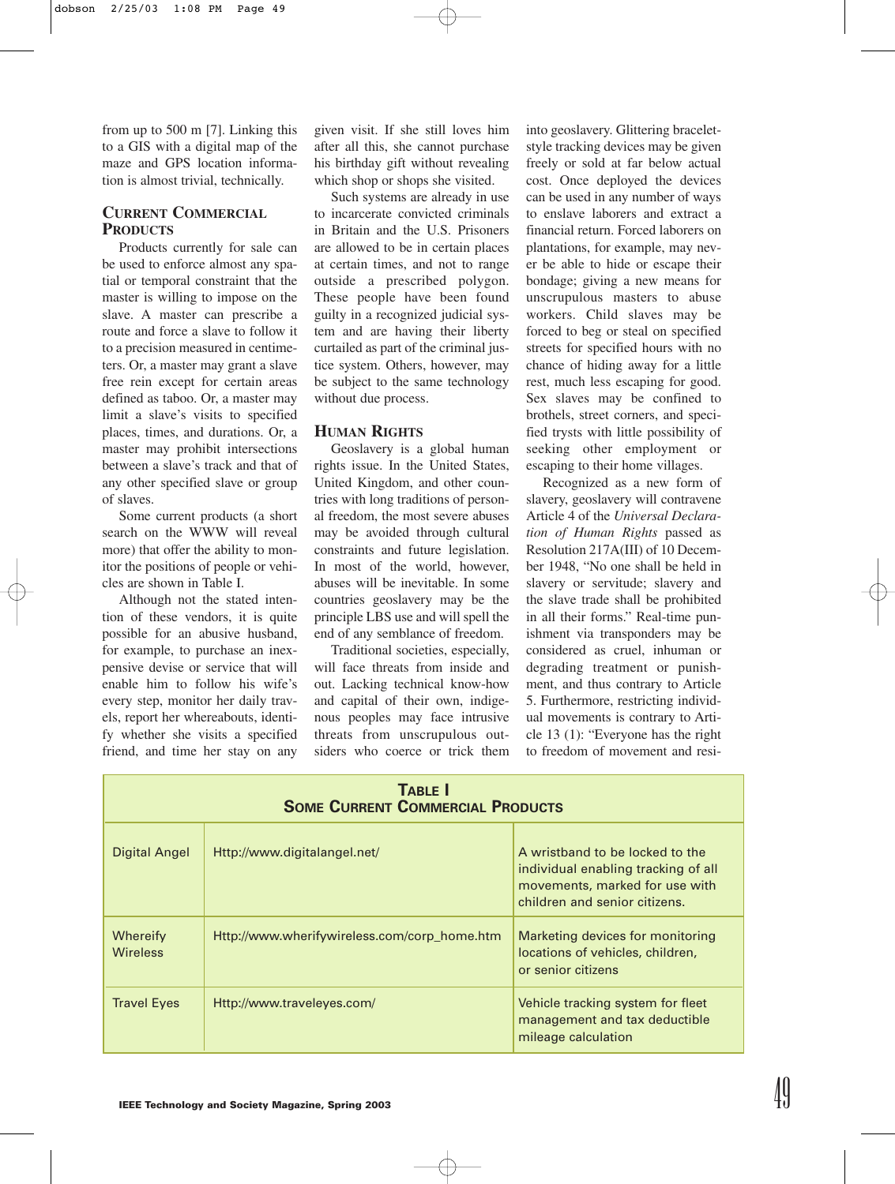from up to 500 m [7]. Linking this to a GIS with a digital map of the maze and GPS location information is almost trivial, technically.

## Current Commercial Products

Products currently for sale can be used to enforce almost any spatial or temporal constraint that the master is willing to impose on the slave. A master can prescribe a route and force a slave to follow it to a precision measured in centimeters. Or, a master may grant a slave free rein except for certain areas defined as taboo. Or, a master may limit a slave's visits to specified places, times, and durations. Or, a master may prohibit intersections between a slave's track and that of any other specified slave or group of slaves.

Some current products (a short search on the WWW will reveal more) that offer the ability to monitor the positions of people or vehicles are shown in Table I.

Although not the stated intention of these vendors, it is quite possible for an abusive husband, for example, to purchase an inexpensive devise or service that will enable him to follow his wife's every step, monitor her daily travels, report her whereabouts, identify whether she visits a specified friend, and time her stay on any given visit. If she still loves him after all this, she cannot purchase his birthday gift without revealing which shop or shops she visited.

Such systems are already in use to incarcerate convicted criminals in Britain and the U.S. Prisoners are allowed to be in certain places at certain times, and not to range outside a prescribed polygon. These people have been found guilty in a recognized judicial system and are having their liberty curtailed as part of the criminal justice system. Others, however, may be subject to the same technology without due process.

## Human Rights

Geoslavery is a global human rights issue. In the United States, United Kingdom, and other countries with long traditions of personal freedom, the most severe abuses may be avoided through cultural constraints and future legislation. In most of the world, however, abuses will be inevitable. In some countries geoslavery may be the principle LBS use and will spell the end of any semblance of freedom.

Traditional societies, especially, will face threats from inside and out. Lacking technical know-how and capital of their own, indigenous peoples may face intrusive threats from unscrupulous outsiders who coerce or trick them into geoslavery. Glittering bracelet-style tracking devices may be given freely or sold at far below actual cost. Once deployed the devices can be used in any number of ways to enslave laborers and extract a financial return. Forced laborers on plantations, for example, may never be able to hide or escape their bondage; giving a new means for unscrupulous masters to abuse workers. Child slaves may be forced to beg or steal on specified streets for specified hours with no chance of hiding away for a little rest, much less escaping for good. Sex slaves may be confined to brothels, street corners, and specified trysts with little possibility of seeking other employment or escaping to their home villages.

Recognized as a new form of slavery, geoslavery will contravene Article 4 of the *Universal Declaration of Human Rights* passed as Resolution 217A(III) of 10 December 1948, "No one shall be held in slavery or servitude; slavery and the slave trade shall be prohibited in all their forms." Real-time punishment via transponders may be considered as cruel, inhuman or degrading treatment or punishment, and thus contrary to Article 5. Furthermore, restricting individual movements is contrary to Article 13 (1): "Everyone has the right to freedom of movement and resi-

**Table I**
**Some Current Commercial Products**

| | | |
|---|---|---|
| Digital Angel | Http://www.digitalangel.net/ | A wristband to be locked to the individual enabling tracking of all movements, marked for use with children and senior citizens. |
| Whereify Wireless | Http://www.wherifywireless.com/corp_home.htm | Marketing devices for monitoring locations of vehicles, children, or senior citizens |
| Travel Eyes | Http://www.traveleyes.com/ | Vehicle tracking system for fleet management and tax deductible mileage calculation |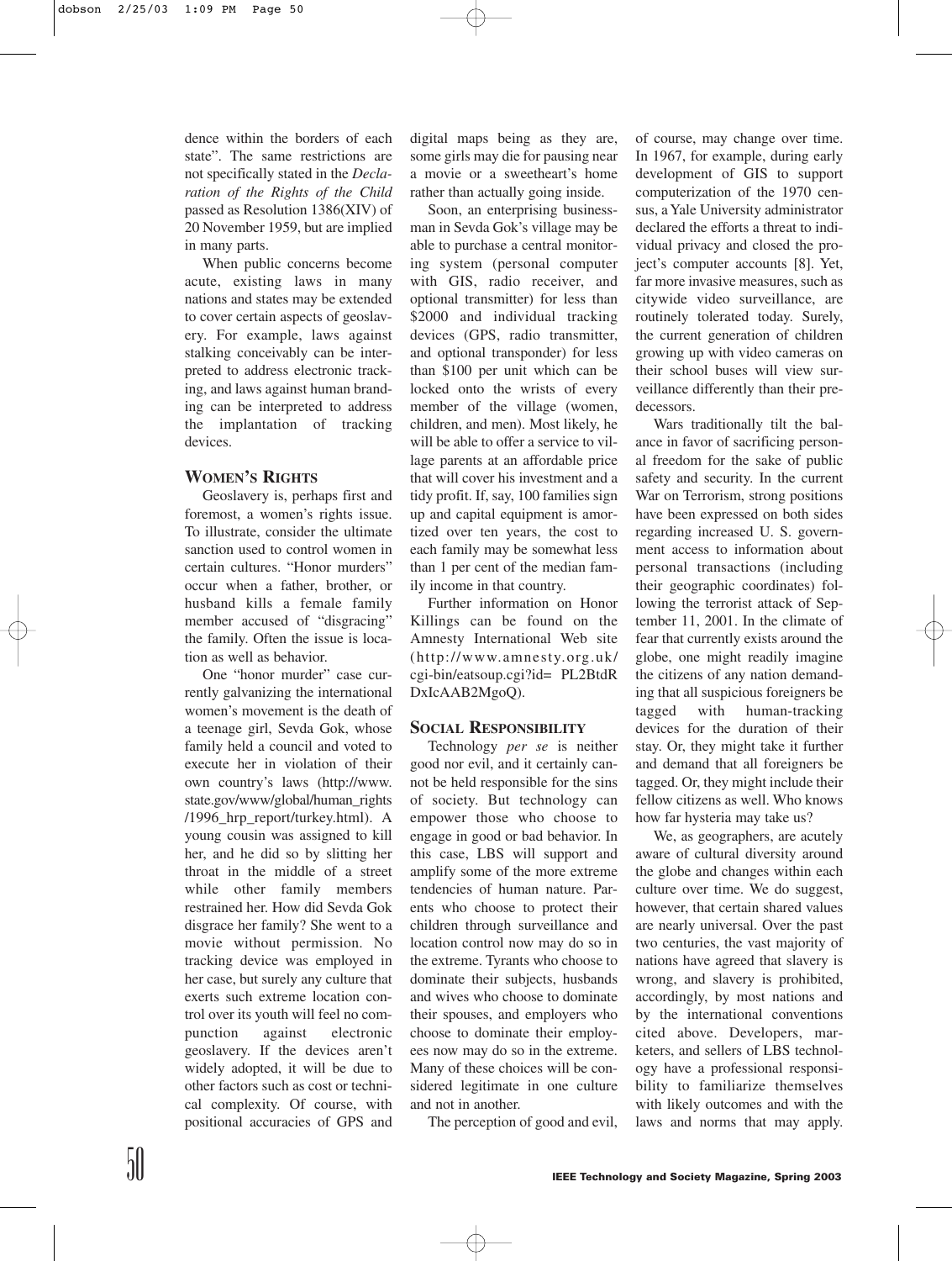dence within the borders of each state". The same restrictions are not specifically stated in the *Declaration of the Rights of the Child* passed as Resolution 1386(XIV) of 20 November 1959, but are implied in many parts.

When public concerns become acute, existing laws in many nations and states may be extended to cover certain aspects of geoslavery. For example, laws against stalking conceivably can be interpreted to address electronic tracking, and laws against human branding can be interpreted to address the implantation of tracking devices.

## WOMEN'S RIGHTS

Geoslavery is, perhaps first and foremost, a women's rights issue. To illustrate, consider the ultimate sanction used to control women in certain cultures. "Honor murders" occur when a father, brother, or husband kills a female family member accused of "disgracing" the family. Often the issue is location as well as behavior.

One "honor murder" case currently galvanizing the international women's movement is the death of a teenage girl, Sevda Gok, whose family held a council and voted to execute her in violation of their own country's laws (http://www.state.gov/www/global/human_rights/1996_hrp_report/turkey.html). A young cousin was assigned to kill her, and he did so by slitting her throat in the middle of a street while other family members restrained her. How did Sevda Gok disgrace her family? She went to a movie without permission. No tracking device was employed in her case, but surely any culture that exerts such extreme location control over its youth will feel no compunction against electronic geoslavery. If the devices aren't widely adopted, it will be due to other factors such as cost or technical complexity. Of course, with positional accuracies of GPS and digital maps being as they are, some girls may die for pausing near a movie or a sweetheart's home rather than actually going inside.

Soon, an enterprising businessman in Sevda Gok's village may be able to purchase a central monitoring system (personal computer with GIS, radio receiver, and optional transmitter) for less than $2000 and individual tracking devices (GPS, radio transmitter, and optional transponder) for less than $100 per unit which can be locked onto the wrists of every member of the village (women, children, and men). Most likely, he will be able to offer a service to village parents at an affordable price that will cover his investment and a tidy profit. If, say, 100 families sign up and capital equipment is amortized over ten years, the cost to each family may be somewhat less than 1 per cent of the median family income in that country.

Further information on Honor Killings can be found on the Amnesty International Web site (http://www.amnesty.org.uk/cgi-bin/eatsoup.cgi?id= PL2BtdRDxIcAAB2MgoQ).

## SOCIAL RESPONSIBILITY

Technology *per se* is neither good nor evil, and it certainly cannot be held responsible for the sins of society. But technology can empower those who choose to engage in good or bad behavior. In this case, LBS will support and amplify some of the more extreme tendencies of human nature. Parents who choose to protect their children through surveillance and location control now may do so in the extreme. Tyrants who choose to dominate their subjects, husbands and wives who choose to dominate their spouses, and employers who choose to dominate their employees now may do so in the extreme. Many of these choices will be considered legitimate in one culture and not in another.

The perception of good and evil, of course, may change over time. In 1967, for example, during early development of GIS to support computerization of the 1970 census, a Yale University administrator declared the efforts a threat to individual privacy and closed the project's computer accounts [8]. Yet, far more invasive measures, such as citywide video surveillance, are routinely tolerated today. Surely, the current generation of children growing up with video cameras on their school buses will view surveillance differently than their predecessors.

Wars traditionally tilt the balance in favor of sacrificing personal freedom for the sake of public safety and security. In the current War on Terrorism, strong positions have been expressed on both sides regarding increased U. S. government access to information about personal transactions (including their geographic coordinates) following the terrorist attack of September 11, 2001. In the climate of fear that currently exists around the globe, one might readily imagine the citizens of any nation demanding that all suspicious foreigners be tagged with human-tracking devices for the duration of their stay. Or, they might take it further and demand that all foreigners be tagged. Or, they might include their fellow citizens as well. Who knows how far hysteria may take us?

We, as geographers, are acutely aware of cultural diversity around the globe and changes within each culture over time. We do suggest, however, that certain shared values are nearly universal. Over the past two centuries, the vast majority of nations have agreed that slavery is wrong, and slavery is prohibited, accordingly, by most nations and by the international conventions cited above. Developers, marketers, and sellers of LBS technology have a professional responsibility to familiarize themselves with likely outcomes and with the laws and norms that may apply.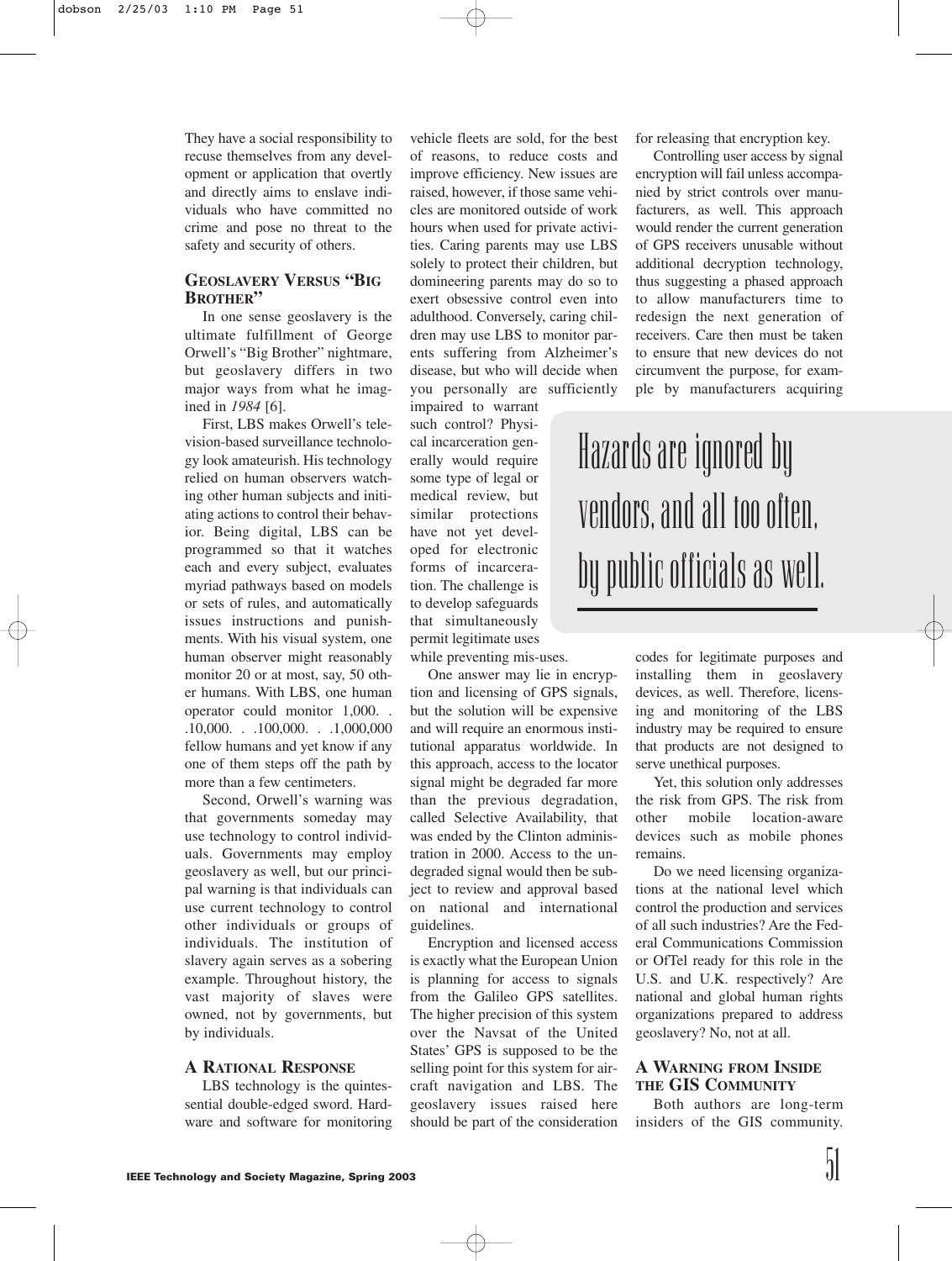They have a social responsibility to recuse themselves from any development or application that overtly and directly aims to enslave individuals who have committed no crime and pose no threat to the safety and security of others.

## Geoslavery Versus "Big Brother"

In one sense geoslavery is the ultimate fulfillment of George Orwell's "Big Brother" nightmare, but geoslavery differs in two major ways from what he imagined in *1984* [6].

First, LBS makes Orwell's television-based surveillance technology look amateurish. His technology relied on human observers watching other human subjects and initiating actions to control their behavior. Being digital, LBS can be programmed so that it watches each and every subject, evaluates myriad pathways based on models or sets of rules, and automatically issues instructions and punishments. With his visual system, one human observer might reasonably monitor 20 or at most, say, 50 other humans. With LBS, one human operator could monitor 1,000. . .10,000. . .100,000. . .1,000,000 fellow humans and yet know if any one of them steps off the path by more than a few centimeters.

Second, Orwell's warning was that governments someday may use technology to control individuals. Governments may employ geoslavery as well, but our principal warning is that individuals can use current technology to control other individuals or groups of individuals. The institution of slavery again serves as a sobering example. Throughout history, the vast majority of slaves were owned, not by governments, but by individuals.

## A Rational Response

LBS technology is the quintessential double-edged sword. Hardware and software for monitoring vehicle fleets are sold, for the best of reasons, to reduce costs and improve efficiency. New issues are raised, however, if those same vehicles are monitored outside of work hours when used for private activities. Caring parents may use LBS solely to protect their children, but domineering parents may do so to exert obsessive control even into adulthood. Conversely, caring children may use LBS to monitor parents suffering from Alzheimer's disease, but who will decide when you personally are sufficiently impaired to warrant such control? Physical incarceration generally would require some type of legal or medical review, but similar protections have not yet developed for electronic forms of incarceration. The challenge is to develop safeguards that simultaneously permit legitimate uses while preventing mis-uses.

One answer may lie in encryption and licensing of GPS signals, but the solution will be expensive and will require an enormous institutional apparatus worldwide. In this approach, access to the locator signal might be degraded far more than the previous degradation, called Selective Availability, that was ended by the Clinton administration in 2000. Access to the undegraded signal would then be subject to review and approval based on national and international guidelines.

Encryption and licensed access is exactly what the European Union is planning for access to signals from the Galileo GPS satellites. The higher precision of this system over the Navsat of the United States' GPS is supposed to be the selling point for this system for aircraft navigation and LBS. The geoslavery issues raised here should be part of the consideration for releasing that encryption key.

Controlling user access by signal encryption will fail unless accompanied by strict controls over manufacturers, as well. This approach would render the current generation of GPS receivers unusable without additional decryption technology, thus suggesting a phased approach to allow manufacturers time to redesign the next generation of receivers. Care then must be taken to ensure that new devices do not circumvent the purpose, for example by manufacturers acquiring codes for legitimate purposes and installing them in geoslavery devices, as well. Therefore, licensing and monitoring of the LBS industry may be required to ensure that products are not designed to serve unethical purposes.

> Hazards are ignored by vendors, and all too often, by public officials as well.

Yet, this solution only addresses the risk from GPS. The risk from other mobile location-aware devices such as mobile phones remains.

Do we need licensing organizations at the national level which control the production and services of all such industries? Are the Federal Communications Commission or OfTel ready for this role in the U.S. and U.K. respectively? Are national and global human rights organizations prepared to address geoslavery? No, not at all.

## A Warning from Inside the GIS Community

Both authors are long-term insiders of the GIS community.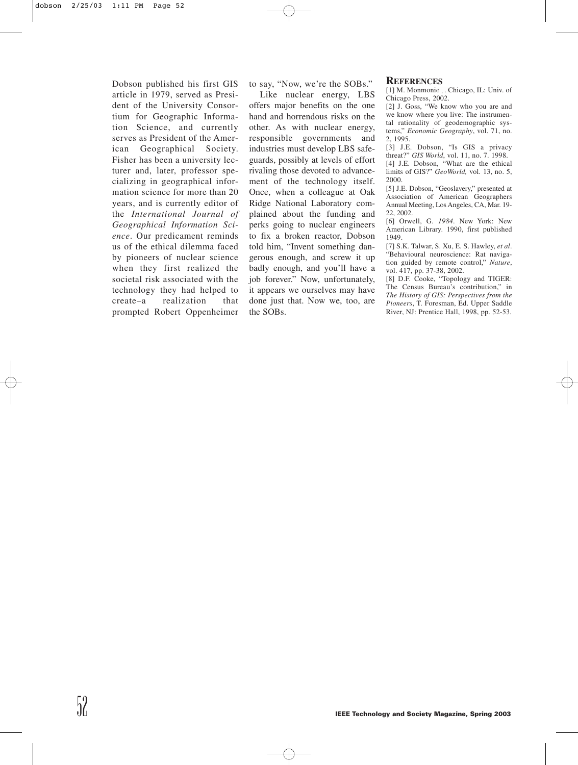Dobson published his first GIS article in 1979, served as President of the University Consortium for Geographic Information Science, and currently serves as President of the American Geographical Society. Fisher has been a university lecturer and, later, professor specializing in geographical information science for more than 20 years, and is currently editor of the *International Journal of Geographical Information Science*. Our predicament reminds us of the ethical dilemma faced by pioneers of nuclear science when they first realized the societal risk associated with the technology they had helped to create–a realization that prompted Robert Oppenheimer to say, "Now, we're the SOBs."

Like nuclear energy, LBS offers major benefits on the one hand and horrendous risks on the other. As with nuclear energy, responsible governments and industries must develop LBS safeguards, possibly at levels of effort rivaling those devoted to advancement of the technology itself. Once, when a colleague at Oak Ridge National Laboratory complained about the funding and perks going to nuclear engineers to fix a broken reactor, Dobson told him, "Invent something dangerous enough, and screw it up badly enough, and you'll have a job forever." Now, unfortunately, it appears we ourselves may have done just that. Now we, too, are the SOBs.

## References

[1] M. Monmonie . Chicago, IL: Univ. of Chicago Press, 2002.

[2] J. Goss, "We know who you are and we know where you live: The instrumental rationality of geodemographic systems," *Economic Geography*, vol. 71, no. 2, 1995.

[3] J.E. Dobson, "Is GIS a privacy threat?" *GIS World*, vol. 11, no. 7. 1998.

[4] J.E. Dobson, "What are the ethical limits of GIS?" *GeoWorld,* vol. 13, no. 5, 2000.

[5] J.E. Dobson, "Geoslavery," presented at Association of American Geographers Annual Meeting, Los Angeles, CA, Mar. 19-22, 2002.

[6] Orwell, G. *1984*. New York: New American Library. 1990, first published 1949.

[7] S.K. Talwar, S. Xu, E. S. Hawley, *et al*. "Behavioural neuroscience: Rat navigation guided by remote control," *Nature*, vol. 417, pp. 37-38, 2002.

[8] D.F. Cooke, "Topology and TIGER: The Census Bureau's contribution," in *The History of GIS: Perspectives from the Pioneers*, T. Foresman, Ed. Upper Saddle River, NJ: Prentice Hall, 1998, pp. 52-53.